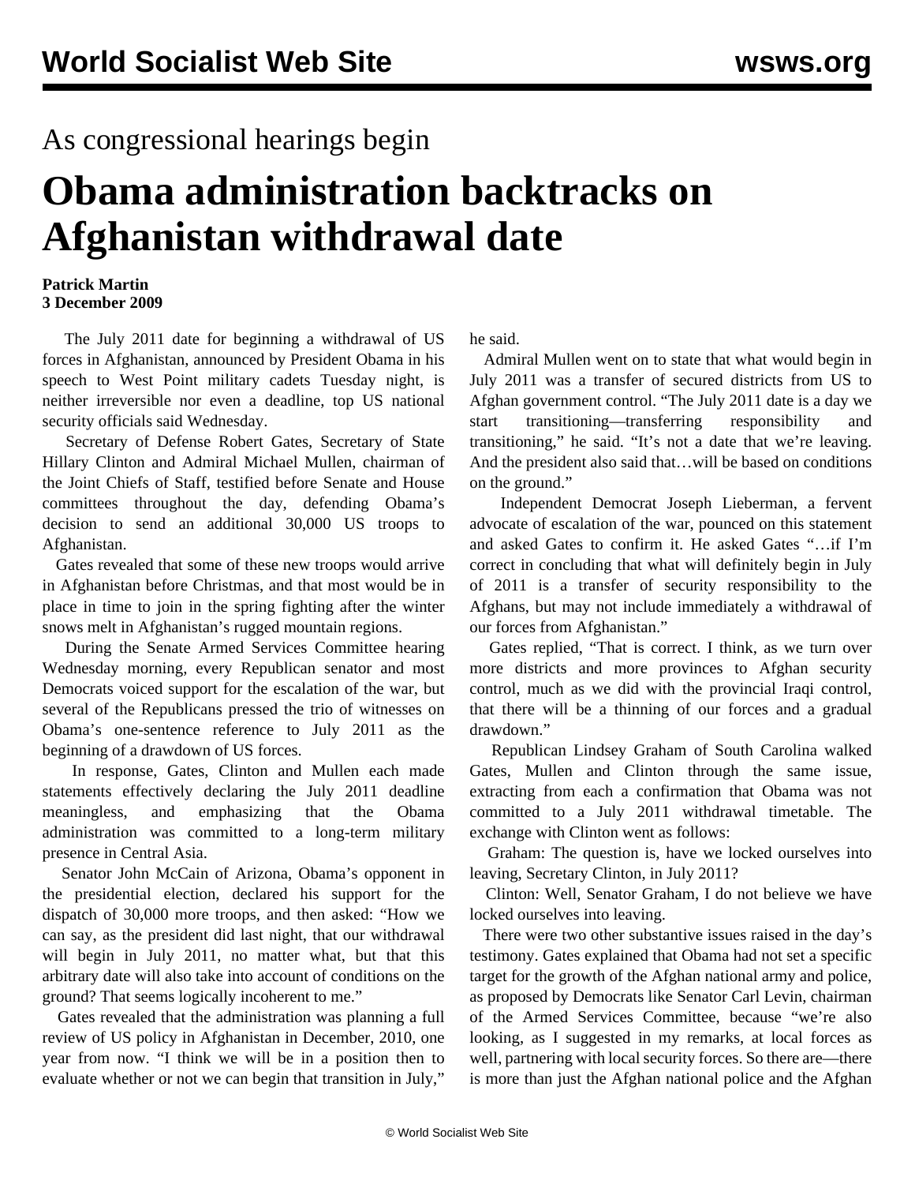As congressional hearings begin

# Obama administration backtracks on Afghanistan withdrawal date

**Patrick Martin**
**3 December 2009**

The July 2011 date for beginning a withdrawal of US forces in Afghanistan, announced by President Obama in his speech to West Point military cadets Tuesday night, is neither irreversible nor even a deadline, top US national security officials said Wednesday.

Secretary of Defense Robert Gates, Secretary of State Hillary Clinton and Admiral Michael Mullen, chairman of the Joint Chiefs of Staff, testified before Senate and House committees throughout the day, defending Obama's decision to send an additional 30,000 US troops to Afghanistan.

Gates revealed that some of these new troops would arrive in Afghanistan before Christmas, and that most would be in place in time to join in the spring fighting after the winter snows melt in Afghanistan's rugged mountain regions.

During the Senate Armed Services Committee hearing Wednesday morning, every Republican senator and most Democrats voiced support for the escalation of the war, but several of the Republicans pressed the trio of witnesses on Obama's one-sentence reference to July 2011 as the beginning of a drawdown of US forces.

In response, Gates, Clinton and Mullen each made statements effectively declaring the July 2011 deadline meaningless, and emphasizing that the Obama administration was committed to a long-term military presence in Central Asia.

Senator John McCain of Arizona, Obama's opponent in the presidential election, declared his support for the dispatch of 30,000 more troops, and then asked: "How we can say, as the president did last night, that our withdrawal will begin in July 2011, no matter what, but that this arbitrary date will also take into account of conditions on the ground? That seems logically incoherent to me."

Gates revealed that the administration was planning a full review of US policy in Afghanistan in December, 2010, one year from now. "I think we will be in a position then to evaluate whether or not we can begin that transition in July," he said.

Admiral Mullen went on to state that what would begin in July 2011 was a transfer of secured districts from US to Afghan government control. "The July 2011 date is a day we start transitioning—transferring responsibility and transitioning," he said. "It's not a date that we're leaving. And the president also said that…will be based on conditions on the ground."

Independent Democrat Joseph Lieberman, a fervent advocate of escalation of the war, pounced on this statement and asked Gates to confirm it. He asked Gates "…if I'm correct in concluding that what will definitely begin in July of 2011 is a transfer of security responsibility to the Afghans, but may not include immediately a withdrawal of our forces from Afghanistan."

Gates replied, "That is correct. I think, as we turn over more districts and more provinces to Afghan security control, much as we did with the provincial Iraqi control, that there will be a thinning of our forces and a gradual drawdown."

Republican Lindsey Graham of South Carolina walked Gates, Mullen and Clinton through the same issue, extracting from each a confirmation that Obama was not committed to a July 2011 withdrawal timetable. The exchange with Clinton went as follows:

Graham: The question is, have we locked ourselves into leaving, Secretary Clinton, in July 2011?

Clinton: Well, Senator Graham, I do not believe we have locked ourselves into leaving.

There were two other substantive issues raised in the day's testimony. Gates explained that Obama had not set a specific target for the growth of the Afghan national army and police, as proposed by Democrats like Senator Carl Levin, chairman of the Armed Services Committee, because "we're also looking, as I suggested in my remarks, at local forces as well, partnering with local security forces. So there are—there is more than just the Afghan national police and the Afghan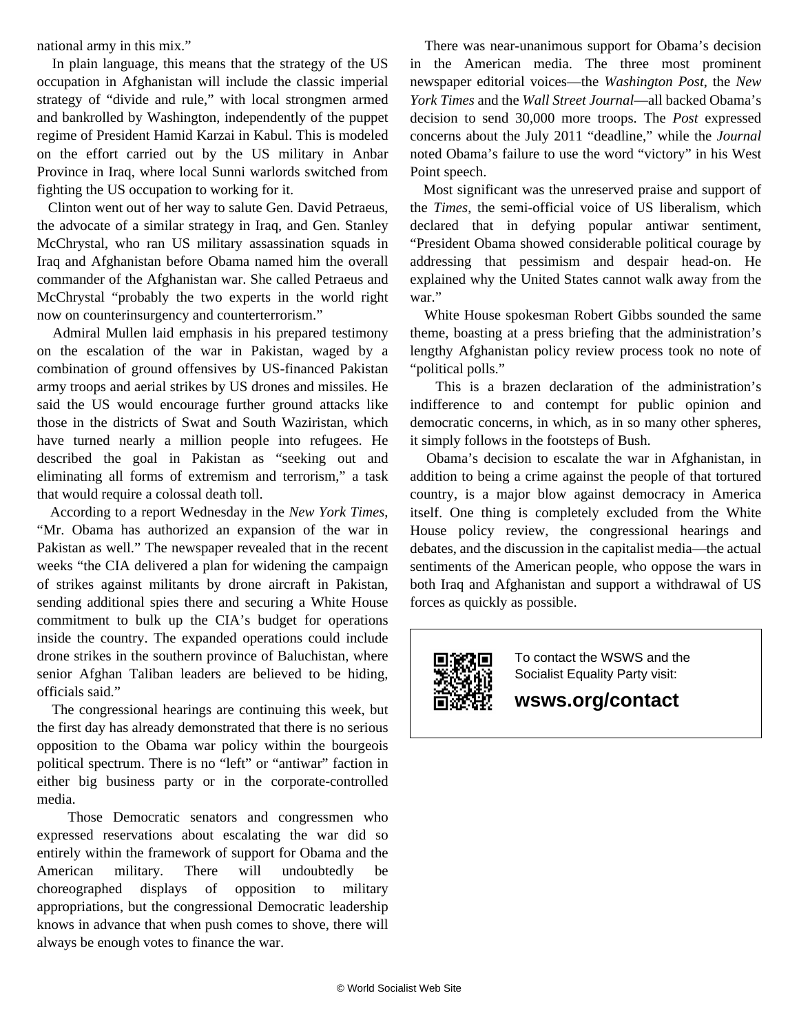national army in this mix."

In plain language, this means that the strategy of the US occupation in Afghanistan will include the classic imperial strategy of "divide and rule," with local strongmen armed and bankrolled by Washington, independently of the puppet regime of President Hamid Karzai in Kabul. This is modeled on the effort carried out by the US military in Anbar Province in Iraq, where local Sunni warlords switched from fighting the US occupation to working for it.

Clinton went out of her way to salute Gen. David Petraeus, the advocate of a similar strategy in Iraq, and Gen. Stanley McChrystal, who ran US military assassination squads in Iraq and Afghanistan before Obama named him the overall commander of the Afghanistan war. She called Petraeus and McChrystal "probably the two experts in the world right now on counterinsurgency and counterterrorism."

Admiral Mullen laid emphasis in his prepared testimony on the escalation of the war in Pakistan, waged by a combination of ground offensives by US-financed Pakistan army troops and aerial strikes by US drones and missiles. He said the US would encourage further ground attacks like those in the districts of Swat and South Waziristan, which have turned nearly a million people into refugees. He described the goal in Pakistan as "seeking out and eliminating all forms of extremism and terrorism," a task that would require a colossal death toll.

According to a report Wednesday in the *New York Times*, "Mr. Obama has authorized an expansion of the war in Pakistan as well." The newspaper revealed that in the recent weeks "the CIA delivered a plan for widening the campaign of strikes against militants by drone aircraft in Pakistan, sending additional spies there and securing a White House commitment to bulk up the CIA's budget for operations inside the country. The expanded operations could include drone strikes in the southern province of Baluchistan, where senior Afghan Taliban leaders are believed to be hiding, officials said."

The congressional hearings are continuing this week, but the first day has already demonstrated that there is no serious opposition to the Obama war policy within the bourgeois political spectrum. There is no "left" or "antiwar" faction in either big business party or in the corporate-controlled media.

Those Democratic senators and congressmen who expressed reservations about escalating the war did so entirely within the framework of support for Obama and the American military. There will undoubtedly be choreographed displays of opposition to military appropriations, but the congressional Democratic leadership knows in advance that when push comes to shove, there will always be enough votes to finance the war.

There was near-unanimous support for Obama's decision in the American media. The three most prominent newspaper editorial voices—the *Washington Post*, the *New York Times* and the *Wall Street Journal*—all backed Obama's decision to send 30,000 more troops. The *Post* expressed concerns about the July 2011 "deadline," while the *Journal* noted Obama's failure to use the word "victory" in his West Point speech.

Most significant was the unreserved praise and support of the *Times*, the semi-official voice of US liberalism, which declared that in defying popular antiwar sentiment, "President Obama showed considerable political courage by addressing that pessimism and despair head-on. He explained why the United States cannot walk away from the war."

White House spokesman Robert Gibbs sounded the same theme, boasting at a press briefing that the administration's lengthy Afghanistan policy review process took no note of "political polls."

This is a brazen declaration of the administration's indifference to and contempt for public opinion and democratic concerns, in which, as in so many other spheres, it simply follows in the footsteps of Bush.

Obama's decision to escalate the war in Afghanistan, in addition to being a crime against the people of that tortured country, is a major blow against democracy in America itself. One thing is completely excluded from the White House policy review, the congressional hearings and debates, and the discussion in the capitalist media—the actual sentiments of the American people, who oppose the wars in both Iraq and Afghanistan and support a withdrawal of US forces as quickly as possible.

To contact the WSWS and the Socialist Equality Party visit:

**wsws.org/contact**